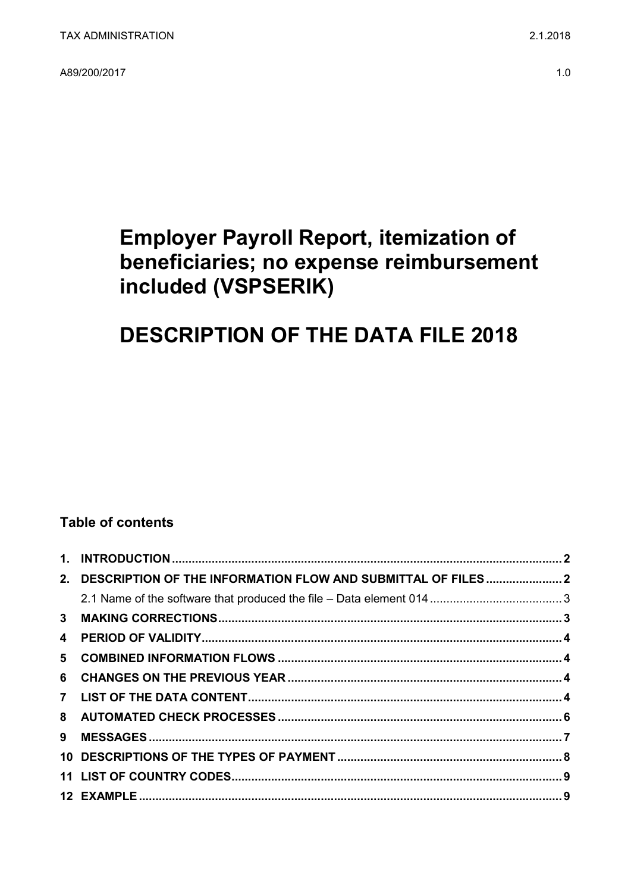TAX ADMINISTRATION 2.1.2018

A89/200/2017 1.0

# Employer Payroll Report, itemization of beneficiaries; no expense reimbursement included (VSPSERIK)

# DESCRIPTION OF THE DATA FILE 2018

## Table of contents

**1. INTRODUCTION** ..... **2**
**2. DESCRIPTION OF THE INFORMATION FLOW AND SUBMITTAL OF FILES** ..... **2**
   2.1 Name of the software that produced the file – Data element 014 ..... 3
**3 MAKING CORRECTIONS** ..... **3**
**4 PERIOD OF VALIDITY** ..... **4**
**5 COMBINED INFORMATION FLOWS** ..... **4**
**6 CHANGES ON THE PREVIOUS YEAR** ..... **4**
**7 LIST OF THE DATA CONTENT** ..... **4**
**8 AUTOMATED CHECK PROCESSES** ..... **6**
**9 MESSAGES** ..... **7**
**10 DESCRIPTIONS OF THE TYPES OF PAYMENT** ..... **8**
**11 LIST OF COUNTRY CODES** ..... **9**
**12 EXAMPLE** ..... **9**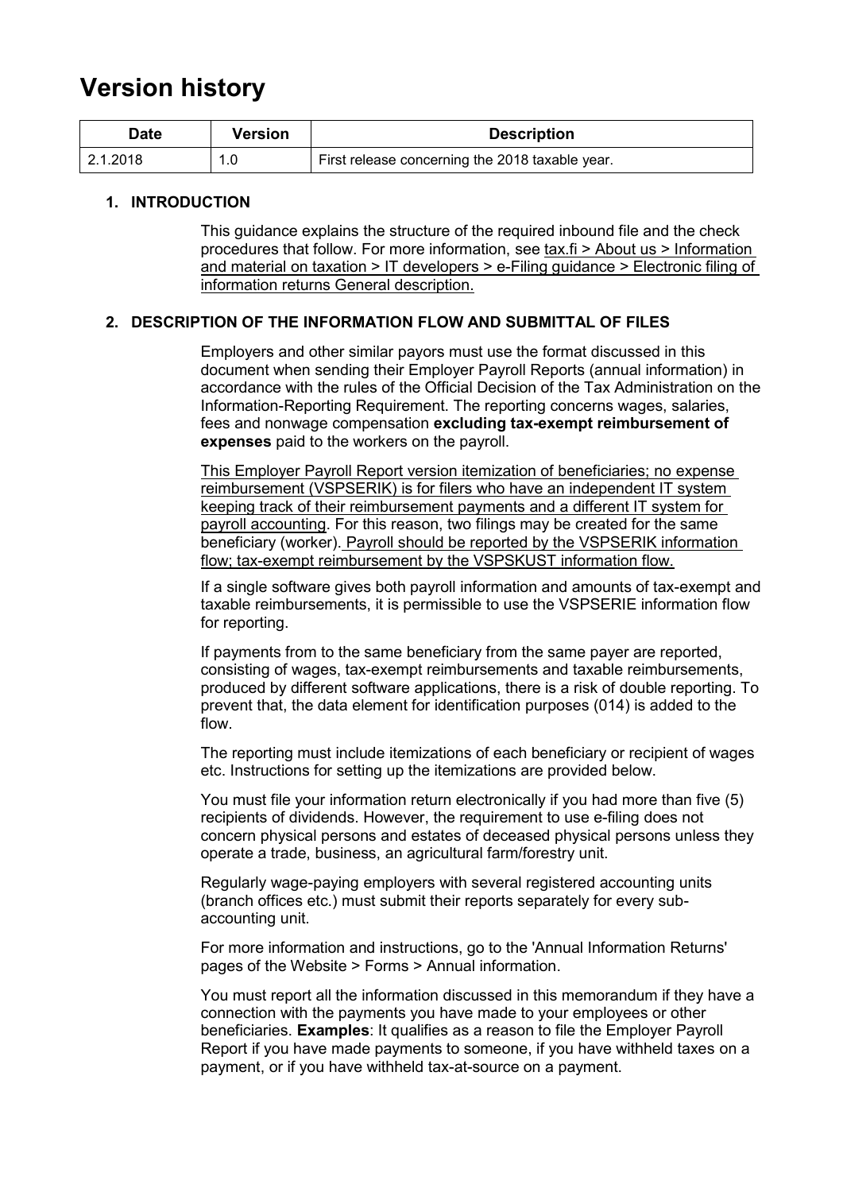# Version history

| Date | Version | Description |
| --- | --- | --- |
| 2.1.2018 | 1.0 | First release concerning the 2018 taxable year. |

## 1. INTRODUCTION

This guidance explains the structure of the required inbound file and the check procedures that follow. For more information, see tax.fi > About us > Information and material on taxation > IT developers > e-Filing guidance > Electronic filing of information returns General description.

## 2. DESCRIPTION OF THE INFORMATION FLOW AND SUBMITTAL OF FILES

Employers and other similar payors must use the format discussed in this document when sending their Employer Payroll Reports (annual information) in accordance with the rules of the Official Decision of the Tax Administration on the Information-Reporting Requirement. The reporting concerns wages, salaries, fees and nonwage compensation **excluding tax-exempt reimbursement of expenses** paid to the workers on the payroll.

This Employer Payroll Report version itemization of beneficiaries; no expense reimbursement (VSPSERIK) is for filers who have an independent IT system keeping track of their reimbursement payments and a different IT system for payroll accounting. For this reason, two filings may be created for the same beneficiary (worker). Payroll should be reported by the VSPSERIK information flow; tax-exempt reimbursement by the VSPSKUST information flow.

If a single software gives both payroll information and amounts of tax-exempt and taxable reimbursements, it is permissible to use the VSPSERIE information flow for reporting.

If payments from to the same beneficiary from the same payer are reported, consisting of wages, tax-exempt reimbursements and taxable reimbursements, produced by different software applications, there is a risk of double reporting. To prevent that, the data element for identification purposes (014) is added to the flow.

The reporting must include itemizations of each beneficiary or recipient of wages etc. Instructions for setting up the itemizations are provided below.

You must file your information return electronically if you had more than five (5) recipients of dividends. However, the requirement to use e-filing does not concern physical persons and estates of deceased physical persons unless they operate a trade, business, an agricultural farm/forestry unit.

Regularly wage-paying employers with several registered accounting units (branch offices etc.) must submit their reports separately for every sub-accounting unit.

For more information and instructions, go to the 'Annual Information Returns' pages of the Website > Forms > Annual information.

You must report all the information discussed in this memorandum if they have a connection with the payments you have made to your employees or other beneficiaries. **Examples**: It qualifies as a reason to file the Employer Payroll Report if you have made payments to someone, if you have withheld taxes on a payment, or if you have withheld tax-at-source on a payment.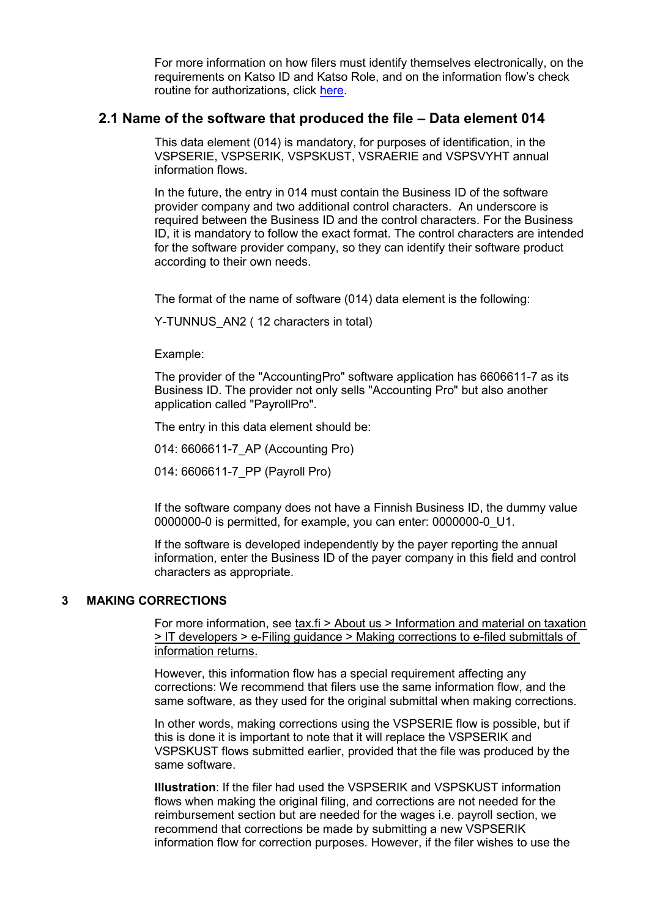For more information on how filers must identify themselves electronically, on the requirements on Katso ID and Katso Role, and on the information flow's check routine for authorizations, click here.

## 2.1 Name of the software that produced the file – Data element 014

This data element (014) is mandatory, for purposes of identification, in the VSPSERIE, VSPSERIK, VSPSKUST, VSRAERIE and VSPSVYHT annual information flows.

In the future, the entry in 014 must contain the Business ID of the software provider company and two additional control characters. An underscore is required between the Business ID and the control characters. For the Business ID, it is mandatory to follow the exact format. The control characters are intended for the software provider company, so they can identify their software product according to their own needs.

The format of the name of software (014) data element is the following:

Y-TUNNUS_AN2 ( 12 characters in total)

Example:

The provider of the "AccountingPro" software application has 6606611-7 as its Business ID. The provider not only sells "Accounting Pro" but also another application called "PayrollPro".

The entry in this data element should be:

014: 6606611-7_AP (Accounting Pro)

014: 6606611-7_PP (Payroll Pro)

If the software company does not have a Finnish Business ID, the dummy value 0000000-0 is permitted, for example, you can enter: 0000000-0_U1.

If the software is developed independently by the payer reporting the annual information, enter the Business ID of the payer company in this field and control characters as appropriate.

# 3 MAKING CORRECTIONS

For more information, see tax.fi > About us > Information and material on taxation > IT developers > e-Filing guidance > Making corrections to e-filed submittals of information returns.

However, this information flow has a special requirement affecting any corrections: We recommend that filers use the same information flow, and the same software, as they used for the original submittal when making corrections.

In other words, making corrections using the VSPSERIE flow is possible, but if this is done it is important to note that it will replace the VSPSERIK and VSPSKUST flows submitted earlier, provided that the file was produced by the same software.

**Illustration**: If the filer had used the VSPSERIK and VSPSKUST information flows when making the original filing, and corrections are not needed for the reimbursement section but are needed for the wages i.e. payroll section, we recommend that corrections be made by submitting a new VSPSERIK information flow for correction purposes. However, if the filer wishes to use the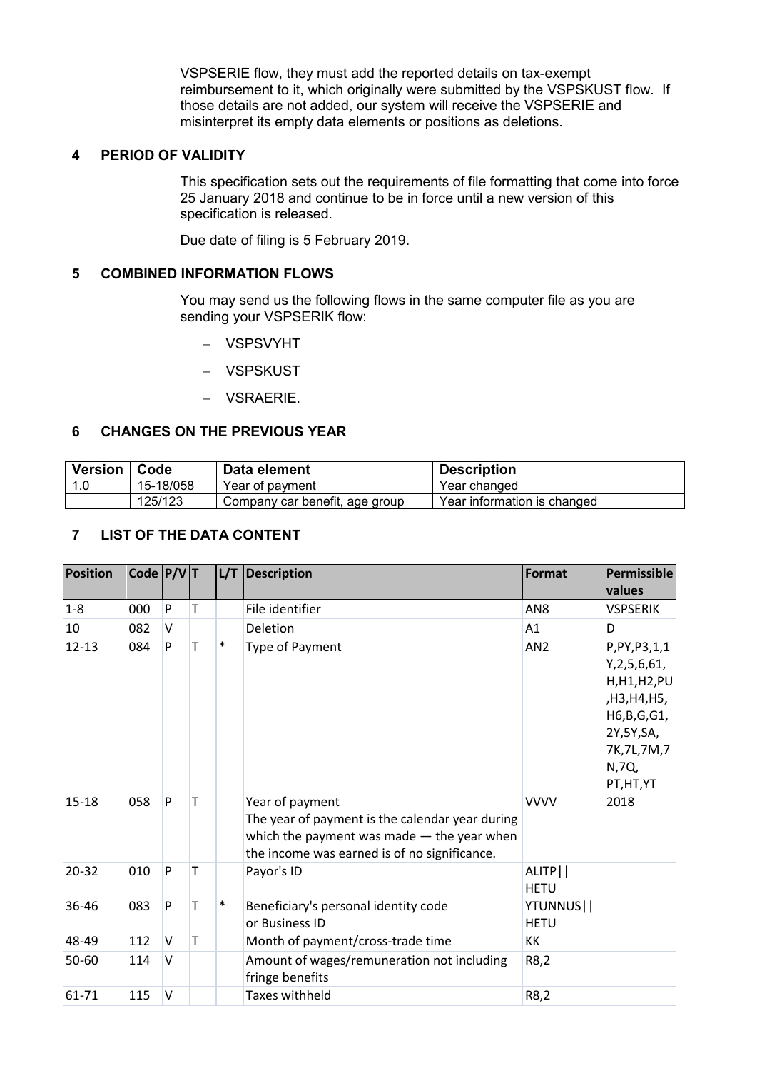VSPSERIE flow, they must add the reported details on tax-exempt reimbursement to it, which originally were submitted by the VSPSKUST flow. If those details are not added, our system will receive the VSPSERIE and misinterpret its empty data elements or positions as deletions.

## 4 PERIOD OF VALIDITY

This specification sets out the requirements of file formatting that come into force 25 January 2018 and continue to be in force until a new version of this specification is released.

Due date of filing is 5 February 2019.

## 5 COMBINED INFORMATION FLOWS

You may send us the following flows in the same computer file as you are sending your VSPSERIK flow:

- VSPSVYHT
- VSPSKUST
- VSRAERIE.

## 6 CHANGES ON THE PREVIOUS YEAR

| Version | Code | Data element | Description |
|---|---|---|---|
| 1.0 | 15-18/058 | Year of payment | Year changed |
| | 125/123 | Company car benefit, age group | Year information is changed |

## 7 LIST OF THE DATA CONTENT

| Position | Code | P/V | T | L/T | Description | Format | Permissible values |
|---|---|---|---|---|---|---|---|
| 1-8 | 000 | P | T | | File identifier | AN8 | VSPSERIK |
| 10 | 082 | V | | | Deletion | A1 | D |
| 12-13 | 084 | P | T | * | Type of Payment | AN2 | P,PY,P3,1,1Y,2,5,6,61,H,H1,H2,PU,H3,H4,H5,H6,B,G,G1,2Y,5Y,SA,7K,7L,7M,7N,7Q,PT,HT,YT |
| 15-18 | 058 | P | T | | Year of payment<br>The year of payment is the calendar year during which the payment was made — the year when the income was earned is of no significance. | VVVV | 2018 |
| 20-32 | 010 | P | T | | Payor's ID | ALITP\|\|HETU | |
| 36-46 | 083 | P | T | * | Beneficiary's personal identity code or Business ID | YTUNNUS\|\|HETU | |
| 48-49 | 112 | V | T | | Month of payment/cross-trade time | KK | |
| 50-60 | 114 | V | | | Amount of wages/remuneration not including fringe benefits | R8,2 | |
| 61-71 | 115 | V | | | Taxes withheld | R8,2 | |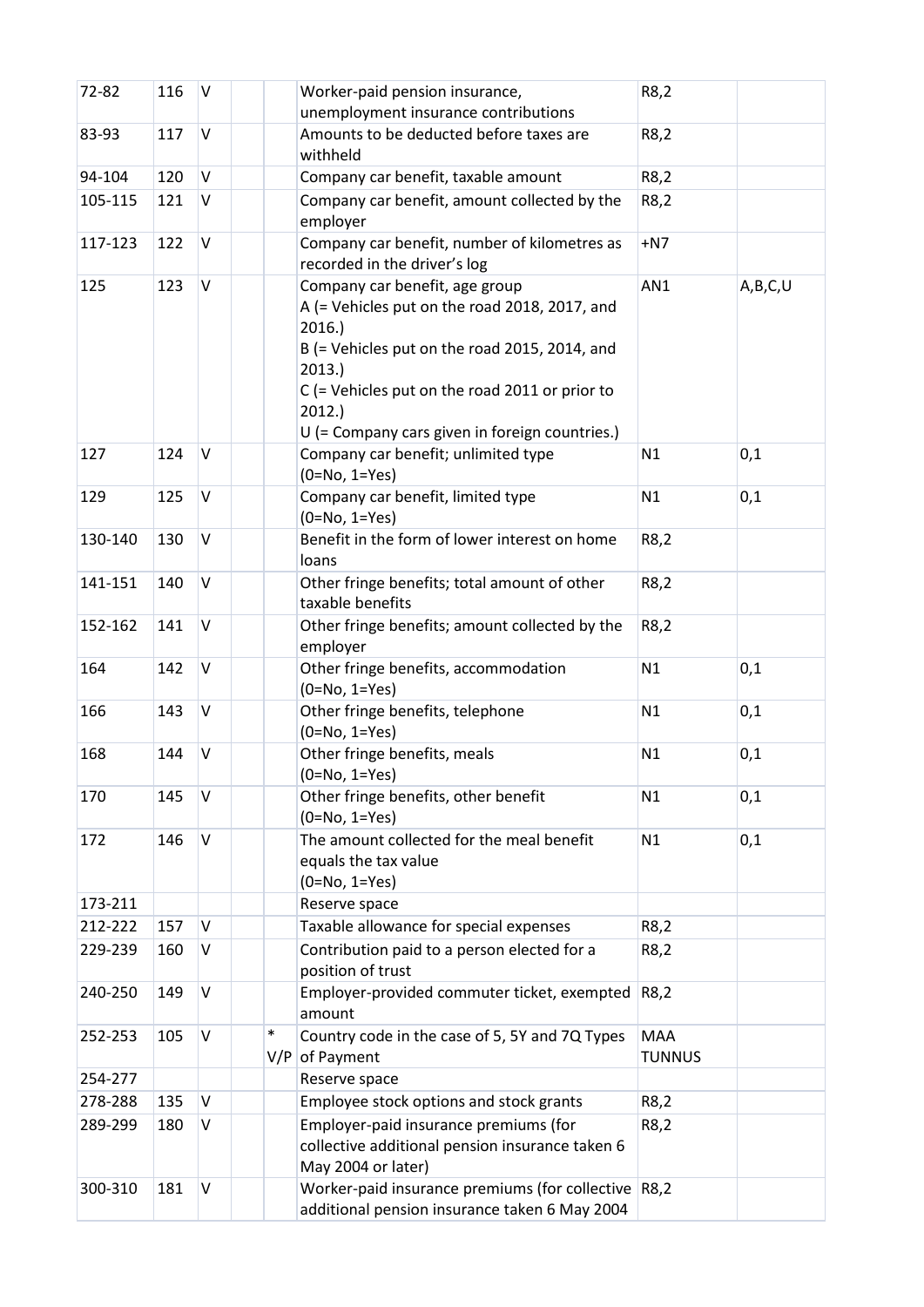| | | | | | | | |
|---|---|---|---|---|---|---|---|
| 72-82 | 116 | V | | | Worker-paid pension insurance, unemployment insurance contributions | R8,2 | |
| 83-93 | 117 | V | | | Amounts to be deducted before taxes are withheld | R8,2 | |
| 94-104 | 120 | V | | | Company car benefit, taxable amount | R8,2 | |
| 105-115 | 121 | V | | | Company car benefit, amount collected by the employer | R8,2 | |
| 117-123 | 122 | V | | | Company car benefit, number of kilometres as recorded in the driver's log | +N7 | |
| 125 | 123 | V | | | Company car benefit, age group<br>A (= Vehicles put on the road 2018, 2017, and 2016.)<br>B (= Vehicles put on the road 2015, 2014, and 2013.)<br>C (= Vehicles put on the road 2011 or prior to 2012.)<br>U (= Company cars given in foreign countries.) | AN1 | A,B,C,U |
| 127 | 124 | V | | | Company car benefit; unlimited type<br>(0=No, 1=Yes) | N1 | 0,1 |
| 129 | 125 | V | | | Company car benefit, limited type<br>(0=No, 1=Yes) | N1 | 0,1 |
| 130-140 | 130 | V | | | Benefit in the form of lower interest on home loans | R8,2 | |
| 141-151 | 140 | V | | | Other fringe benefits; total amount of other taxable benefits | R8,2 | |
| 152-162 | 141 | V | | | Other fringe benefits; amount collected by the employer | R8,2 | |
| 164 | 142 | V | | | Other fringe benefits, accommodation<br>(0=No, 1=Yes) | N1 | 0,1 |
| 166 | 143 | V | | | Other fringe benefits, telephone<br>(0=No, 1=Yes) | N1 | 0,1 |
| 168 | 144 | V | | | Other fringe benefits, meals<br>(0=No, 1=Yes) | N1 | 0,1 |
| 170 | 145 | V | | | Other fringe benefits, other benefit<br>(0=No, 1=Yes) | N1 | 0,1 |
| 172 | 146 | V | | | The amount collected for the meal benefit equals the tax value<br>(0=No, 1=Yes) | N1 | 0,1 |
| 173-211 | | | | | Reserve space | | |
| 212-222 | 157 | V | | | Taxable allowance for special expenses | R8,2 | |
| 229-239 | 160 | V | | | Contribution paid to a person elected for a position of trust | R8,2 | |
| 240-250 | 149 | V | | | Employer-provided commuter ticket, exempted amount | R8,2 | |
| 252-253 | 105 | V | | *<br>V/P | Country code in the case of 5, 5Y and 7Q Types of Payment | MAA<br>TUNNUS | |
| 254-277 | | | | | Reserve space | | |
| 278-288 | 135 | V | | | Employee stock options and stock grants | R8,2 | |
| 289-299 | 180 | V | | | Employer-paid insurance premiums (for collective additional pension insurance taken 6 May 2004 or later) | R8,2 | |
| 300-310 | 181 | V | | | Worker-paid insurance premiums (for collective additional pension insurance taken 6 May 2004 | R8,2 | |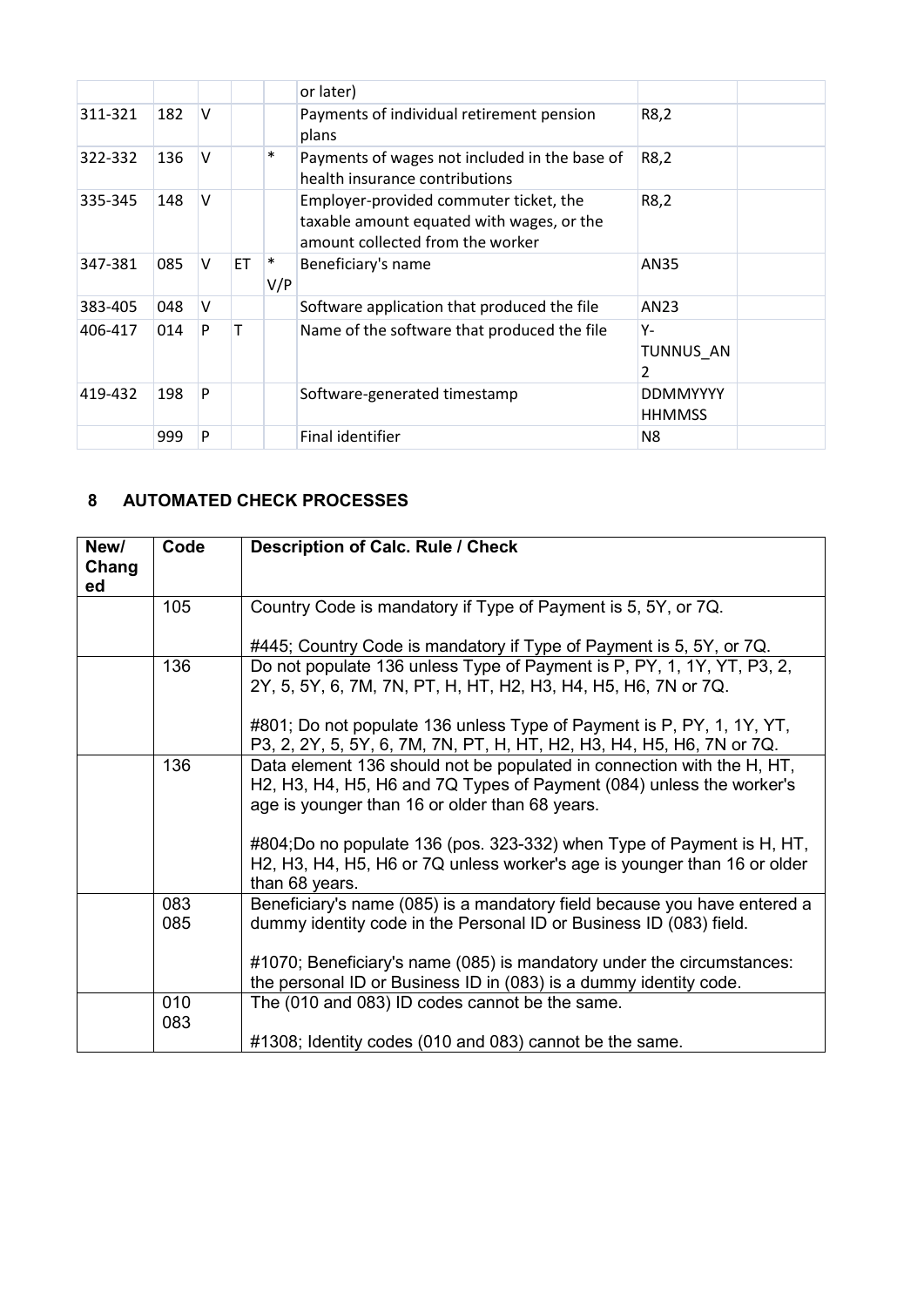|  |  |  |  |  | or later) |  |  |
| --- | --- | --- | --- | --- | --- | --- | --- |
| 311-321 | 182 | V |  |  | Payments of individual retirement pension plans | R8,2 |  |
| 322-332 | 136 | V |  | * | Payments of wages not included in the base of health insurance contributions | R8,2 |  |
| 335-345 | 148 | V |  |  | Employer-provided commuter ticket, the taxable amount equated with wages, or the amount collected from the worker | R8,2 |  |
| 347-381 | 085 | V | ET | * V/P | Beneficiary's name | AN35 |  |
| 383-405 | 048 | V |  |  | Software application that produced the file | AN23 |  |
| 406-417 | 014 | P | T |  | Name of the software that produced the file | Y-TUNNUS_AN2 |  |
| 419-432 | 198 | P |  |  | Software-generated timestamp | DDMMYYYY HHMMSS |  |
|  | 999 | P |  |  | Final identifier | N8 |  |

## 8 AUTOMATED CHECK PROCESSES

| New/ Changed | Code | Description of Calc. Rule / Check |
| --- | --- | --- |
|  | 105 | Country Code is mandatory if Type of Payment is 5, 5Y, or 7Q.<br><br>#445; Country Code is mandatory if Type of Payment is 5, 5Y, or 7Q. |
|  | 136 | Do not populate 136 unless Type of Payment is P, PY, 1, 1Y, YT, P3, 2, 2Y, 5, 5Y, 6, 7M, 7N, PT, H, HT, H2, H3, H4, H5, H6, 7N or 7Q.<br><br>#801; Do not populate 136 unless Type of Payment is P, PY, 1, 1Y, YT, P3, 2, 2Y, 5, 5Y, 6, 7M, 7N, PT, H, HT, H2, H3, H4, H5, H6, 7N or 7Q. |
|  | 136 | Data element 136 should not be populated in connection with the H, HT, H2, H3, H4, H5, H6 and 7Q Types of Payment (084) unless the worker's age is younger than 16 or older than 68 years.<br><br>#804;Do no populate 136 (pos. 323-332) when Type of Payment is H, HT, H2, H3, H4, H5, H6 or 7Q unless worker's age is younger than 16 or older than 68 years. |
|  | 083<br>085 | Beneficiary's name (085) is a mandatory field because you have entered a dummy identity code in the Personal ID or Business ID (083) field.<br><br>#1070; Beneficiary's name (085) is mandatory under the circumstances: the personal ID or Business ID in (083) is a dummy identity code. |
|  | 010<br>083 | The (010 and 083) ID codes cannot be the same.<br><br>#1308; Identity codes (010 and 083) cannot be the same. |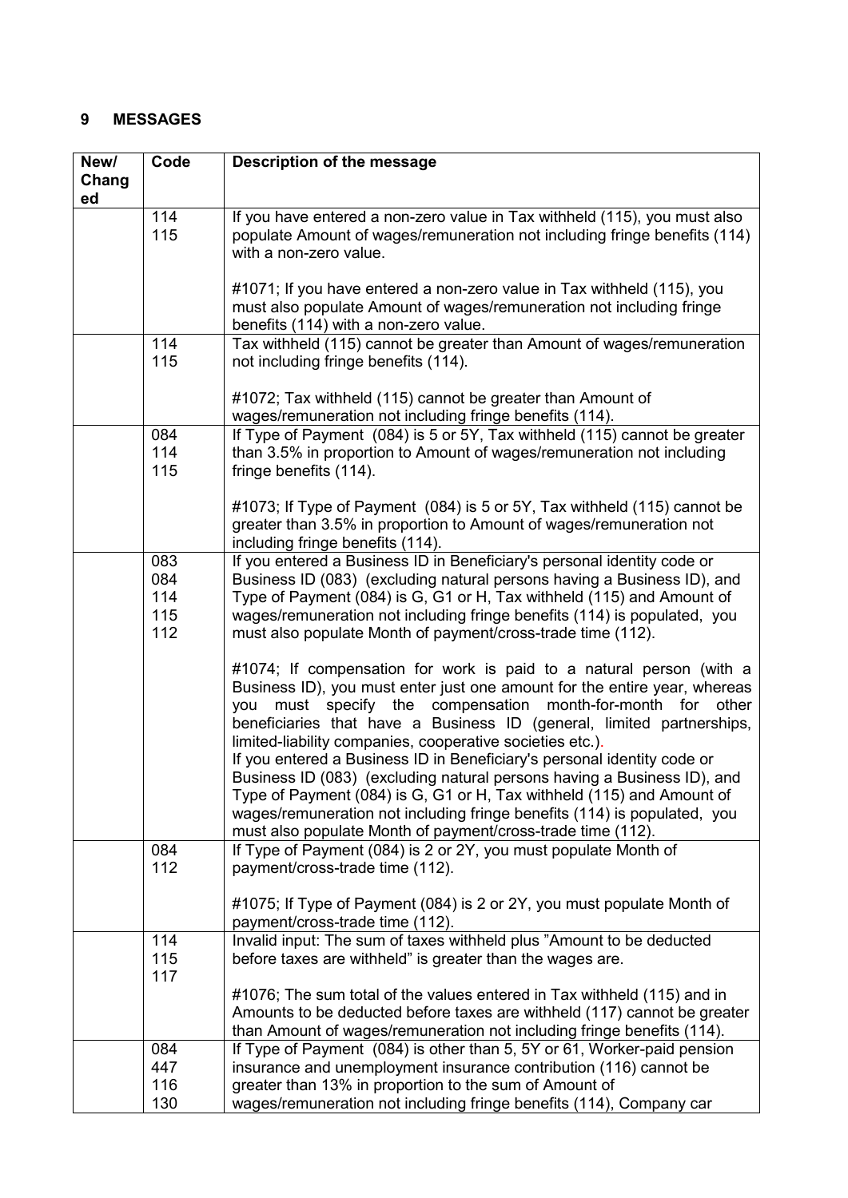## 9 MESSAGES

| New/ Changed | Code | Description of the message |
|---|---|---|
| | 114<br>115 | If you have entered a non-zero value in Tax withheld (115), you must also populate Amount of wages/remuneration not including fringe benefits (114) with a non-zero value.<br><br>#1071; If you have entered a non-zero value in Tax withheld (115), you must also populate Amount of wages/remuneration not including fringe benefits (114) with a non-zero value. |
| | 114<br>115 | Tax withheld (115) cannot be greater than Amount of wages/remuneration not including fringe benefits (114).<br><br>#1072; Tax withheld (115) cannot be greater than Amount of wages/remuneration not including fringe benefits (114). |
| | 084<br>114<br>115 | If Type of Payment (084) is 5 or 5Y, Tax withheld (115) cannot be greater than 3.5% in proportion to Amount of wages/remuneration not including fringe benefits (114).<br><br>#1073; If Type of Payment (084) is 5 or 5Y, Tax withheld (115) cannot be greater than 3.5% in proportion to Amount of wages/remuneration not including fringe benefits (114). |
| | 083<br>084<br>114<br>115<br>112 | If you entered a Business ID in Beneficiary's personal identity code or Business ID (083) (excluding natural persons having a Business ID), and Type of Payment (084) is G, G1 or H, Tax withheld (115) and Amount of wages/remuneration not including fringe benefits (114) is populated, you must also populate Month of payment/cross-trade time (112).<br><br>#1074; If compensation for work is paid to a natural person (with a Business ID), you must enter just one amount for the entire year, whereas you must specify the compensation month-for-month for other beneficiaries that have a Business ID (general, limited partnerships, limited-liability companies, cooperative societies etc.).<br>If you entered a Business ID in Beneficiary's personal identity code or Business ID (083) (excluding natural persons having a Business ID), and Type of Payment (084) is G, G1 or H, Tax withheld (115) and Amount of wages/remuneration not including fringe benefits (114) is populated, you must also populate Month of payment/cross-trade time (112). |
| | 084<br>112 | If Type of Payment (084) is 2 or 2Y, you must populate Month of payment/cross-trade time (112).<br><br>#1075; If Type of Payment (084) is 2 or 2Y, you must populate Month of payment/cross-trade time (112). |
| | 114<br>115<br>117 | Invalid input: The sum of taxes withheld plus "Amount to be deducted before taxes are withheld" is greater than the wages are.<br><br>#1076; The sum total of the values entered in Tax withheld (115) and in Amounts to be deducted before taxes are withheld (117) cannot be greater than Amount of wages/remuneration not including fringe benefits (114). |
| | 084<br>447<br>116<br>130 | If Type of Payment (084) is other than 5, 5Y or 61, Worker-paid pension insurance and unemployment insurance contribution (116) cannot be greater than 13% in proportion to the sum of Amount of wages/remuneration not including fringe benefits (114), Company car |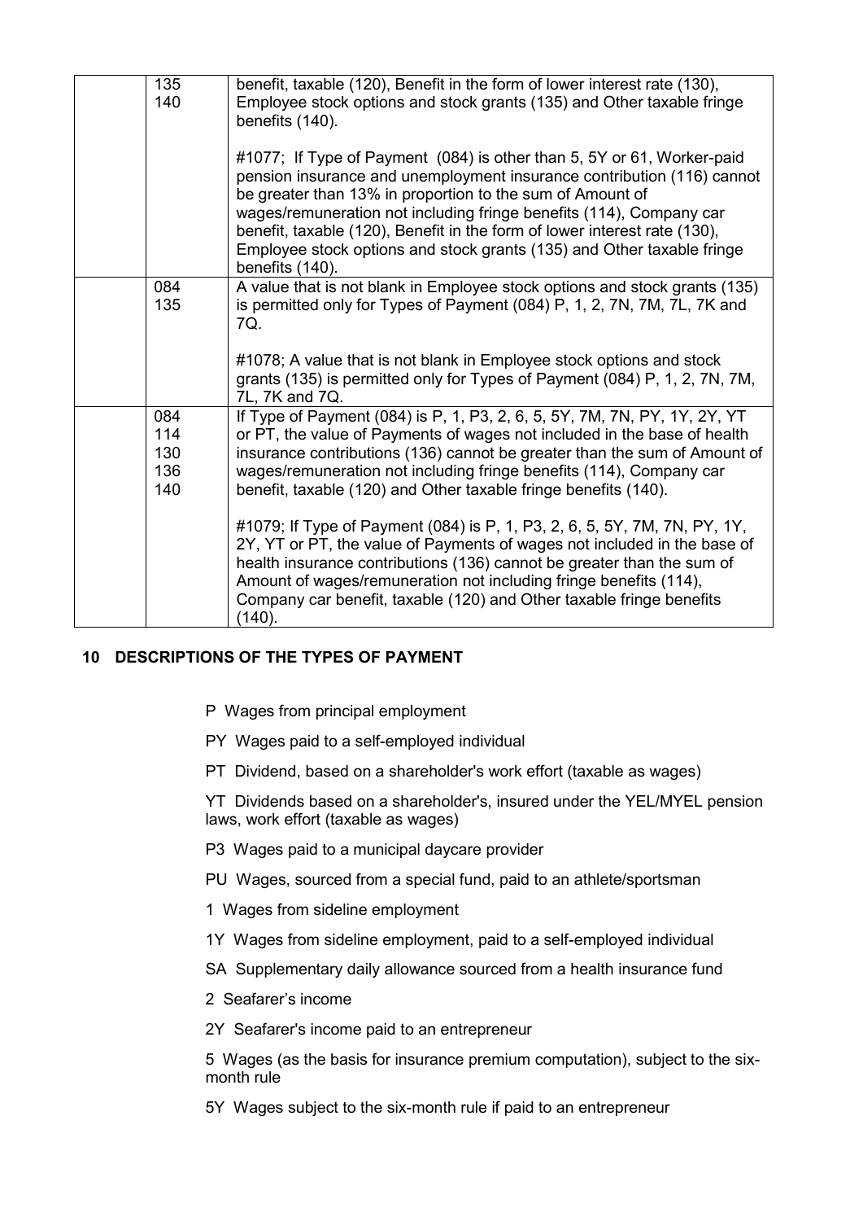|  | 135<br>140 | benefit, taxable (120), Benefit in the form of lower interest rate (130), Employee stock options and stock grants (135) and Other taxable fringe benefits (140).<br><br>#1077; If Type of Payment (084) is other than 5, 5Y or 61, Worker-paid pension insurance and unemployment insurance contribution (116) cannot be greater than 13% in proportion to the sum of Amount of wages/remuneration not including fringe benefits (114), Company car benefit, taxable (120), Benefit in the form of lower interest rate (130), Employee stock options and stock grants (135) and Other taxable fringe benefits (140). |
|---|---|---|
|  | 084<br>135 | A value that is not blank in Employee stock options and stock grants (135) is permitted only for Types of Payment (084) P, 1, 2, 7N, 7M, 7L, 7K and 7Q.<br><br>#1078; A value that is not blank in Employee stock options and stock grants (135) is permitted only for Types of Payment (084) P, 1, 2, 7N, 7M, 7L, 7K and 7Q. |
|  | 084<br>114<br>130<br>136<br>140 | If Type of Payment (084) is P, 1, P3, 2, 6, 5, 5Y, 7M, 7N, PY, 1Y, 2Y, YT or PT, the value of Payments of wages not included in the base of health insurance contributions (136) cannot be greater than the sum of Amount of wages/remuneration not including fringe benefits (114), Company car benefit, taxable (120) and Other taxable fringe benefits (140).<br><br>#1079; If Type of Payment (084) is P, 1, P3, 2, 6, 5, 5Y, 7M, 7N, PY, 1Y, 2Y, YT or PT, the value of Payments of wages not included in the base of health insurance contributions (136) cannot be greater than the sum of Amount of wages/remuneration not including fringe benefits (114), Company car benefit, taxable (120) and Other taxable fringe benefits (140). |

## 10 DESCRIPTIONS OF THE TYPES OF PAYMENT

P Wages from principal employment

PY Wages paid to a self-employed individual

PT Dividend, based on a shareholder's work effort (taxable as wages)

YT Dividends based on a shareholder's, insured under the YEL/MYEL pension laws, work effort (taxable as wages)

P3 Wages paid to a municipal daycare provider

PU Wages, sourced from a special fund, paid to an athlete/sportsman

1 Wages from sideline employment

1Y Wages from sideline employment, paid to a self-employed individual

SA Supplementary daily allowance sourced from a health insurance fund

2 Seafarer's income

2Y Seafarer's income paid to an entrepreneur

5 Wages (as the basis for insurance premium computation), subject to the six-month rule

5Y Wages subject to the six-month rule if paid to an entrepreneur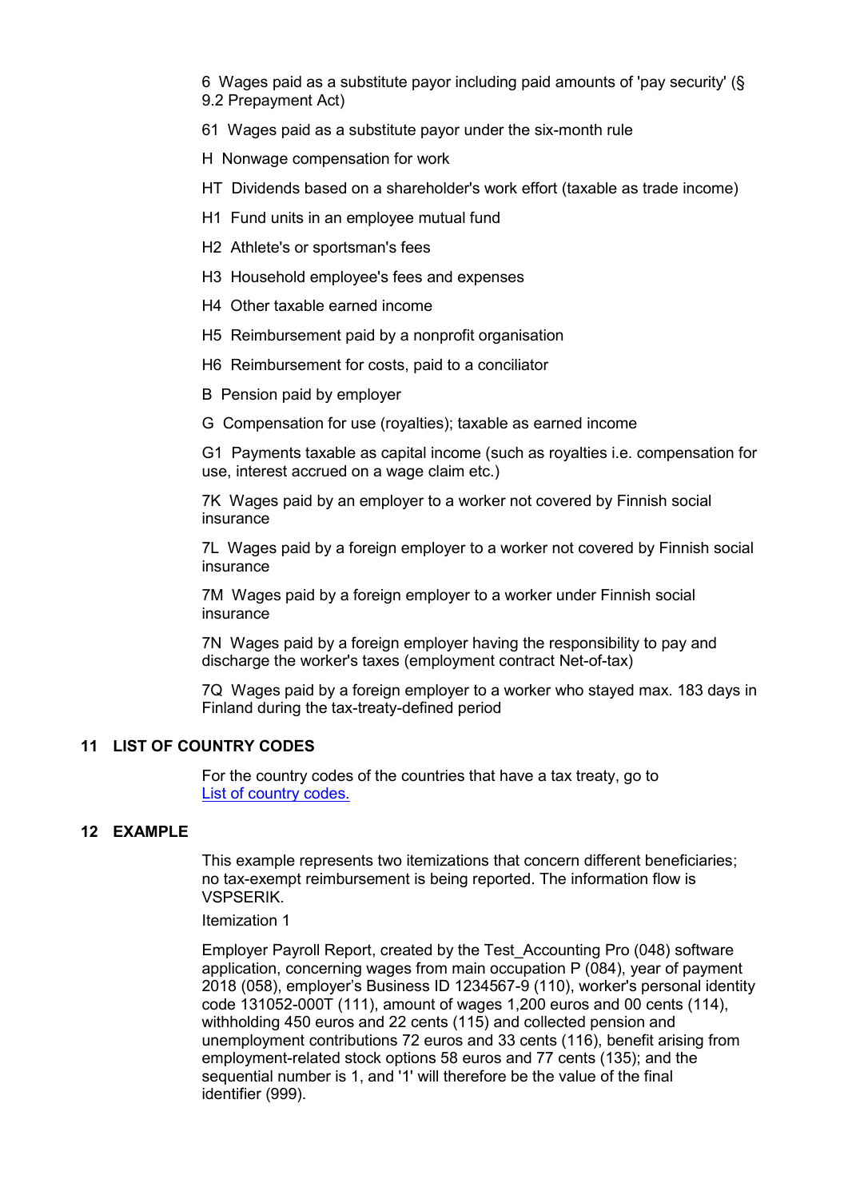6 Wages paid as a substitute payor including paid amounts of 'pay security' (§ 9.2 Prepayment Act)

61 Wages paid as a substitute payor under the six-month rule

H Nonwage compensation for work

HT Dividends based on a shareholder's work effort (taxable as trade income)

H1 Fund units in an employee mutual fund

H2 Athlete's or sportsman's fees

H3 Household employee's fees and expenses

H4 Other taxable earned income

H5 Reimbursement paid by a nonprofit organisation

H6 Reimbursement for costs, paid to a conciliator

B Pension paid by employer

G Compensation for use (royalties); taxable as earned income

G1 Payments taxable as capital income (such as royalties i.e. compensation for use, interest accrued on a wage claim etc.)

7K Wages paid by an employer to a worker not covered by Finnish social insurance

7L Wages paid by a foreign employer to a worker not covered by Finnish social insurance

7M Wages paid by a foreign employer to a worker under Finnish social insurance

7N Wages paid by a foreign employer having the responsibility to pay and discharge the worker's taxes (employment contract Net-of-tax)

7Q Wages paid by a foreign employer to a worker who stayed max. 183 days in Finland during the tax-treaty-defined period

## 11 LIST OF COUNTRY CODES

For the country codes of the countries that have a tax treaty, go to [List of country codes.]

## 12 EXAMPLE

This example represents two itemizations that concern different beneficiaries; no tax-exempt reimbursement is being reported. The information flow is VSPSERIK.

Itemization 1

Employer Payroll Report, created by the Test_Accounting Pro (048) software application, concerning wages from main occupation P (084), year of payment 2018 (058), employer's Business ID 1234567-9 (110), worker's personal identity code 131052-000T (111), amount of wages 1,200 euros and 00 cents (114), withholding 450 euros and 22 cents (115) and collected pension and unemployment contributions 72 euros and 33 cents (116), benefit arising from employment-related stock options 58 euros and 77 cents (135); and the sequential number is 1, and '1' will therefore be the value of the final identifier (999).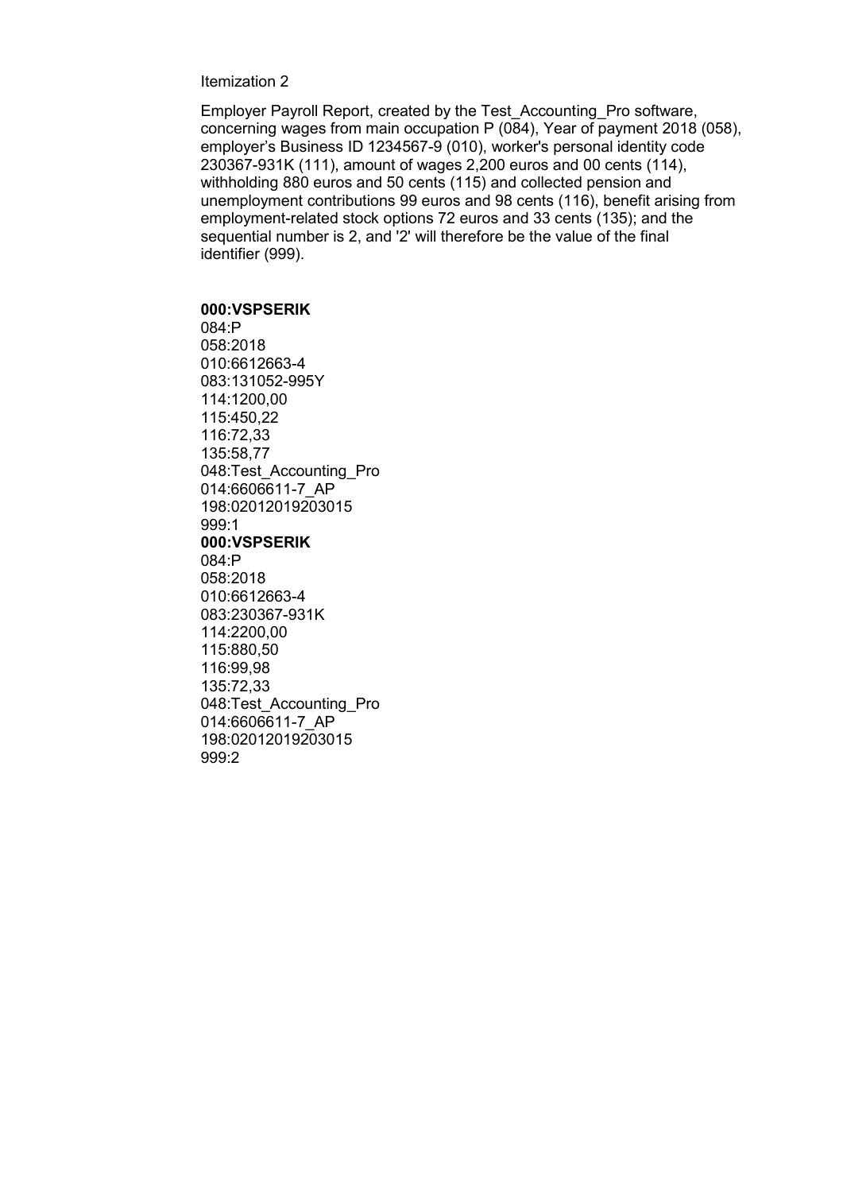Itemization 2

Employer Payroll Report, created by the Test_Accounting_Pro software, concerning wages from main occupation P (084), Year of payment 2018 (058), employer's Business ID 1234567-9 (010), worker's personal identity code 230367-931K (111), amount of wages 2,200 euros and 00 cents (114), withholding 880 euros and 50 cents (115) and collected pension and unemployment contributions 99 euros and 98 cents (116), benefit arising from employment-related stock options 72 euros and 33 cents (135); and the sequential number is 2, and '2' will therefore be the value of the final identifier (999).

**000:VSPSERIK**
084:P
058:2018
010:6612663-4
083:131052-995Y
114:1200,00
115:450,22
116:72,33
135:58,77
048:Test_Accounting_Pro
014:6606611-7_AP
198:02012019203015
999:1
**000:VSPSERIK**
084:P
058:2018
010:6612663-4
083:230367-931K
114:2200,00
115:880,50
116:99,98
135:72,33
048:Test_Accounting_Pro
014:6606611-7_AP
198:02012019203015
999:2